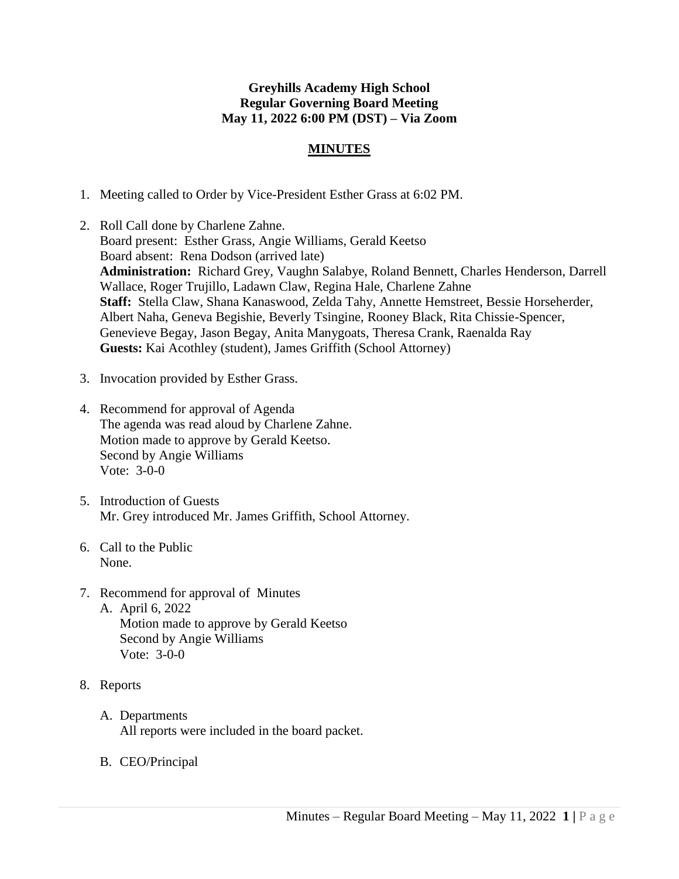**Greyhills Academy High School**
**Regular Governing Board Meeting**
**May 11, 2022 6:00 PM (DST) – Via Zoom**

## MINUTES

1. Meeting called to Order by Vice-President Esther Grass at 6:02 PM.

2. Roll Call done by Charlene Zahne.
   Board present: Esther Grass, Angie Williams, Gerald Keetso
   Board absent: Rena Dodson (arrived late)
   **Administration:** Richard Grey, Vaughn Salabye, Roland Bennett, Charles Henderson, Darrell Wallace, Roger Trujillo, Ladawn Claw, Regina Hale, Charlene Zahne
   **Staff:** Stella Claw, Shana Kanaswood, Zelda Tahy, Annette Hemstreet, Bessie Horseherder, Albert Naha, Geneva Begishie, Beverly Tsingine, Rooney Black, Rita Chissie-Spencer, Genevieve Begay, Jason Begay, Anita Manygoats, Theresa Crank, Raenalda Ray
   **Guests:** Kai Acothley (student), James Griffith (School Attorney)

3. Invocation provided by Esther Grass.

4. Recommend for approval of Agenda
   The agenda was read aloud by Charlene Zahne.
   Motion made to approve by Gerald Keetso.
   Second by Angie Williams
   Vote: 3-0-0

5. Introduction of Guests
   Mr. Grey introduced Mr. James Griffith, School Attorney.

6. Call to the Public
   None.

7. Recommend for approval of Minutes
   A. April 6, 2022
      Motion made to approve by Gerald Keetso
      Second by Angie Williams
      Vote: 3-0-0

8. Reports

   A. Departments
      All reports were included in the board packet.

   B. CEO/Principal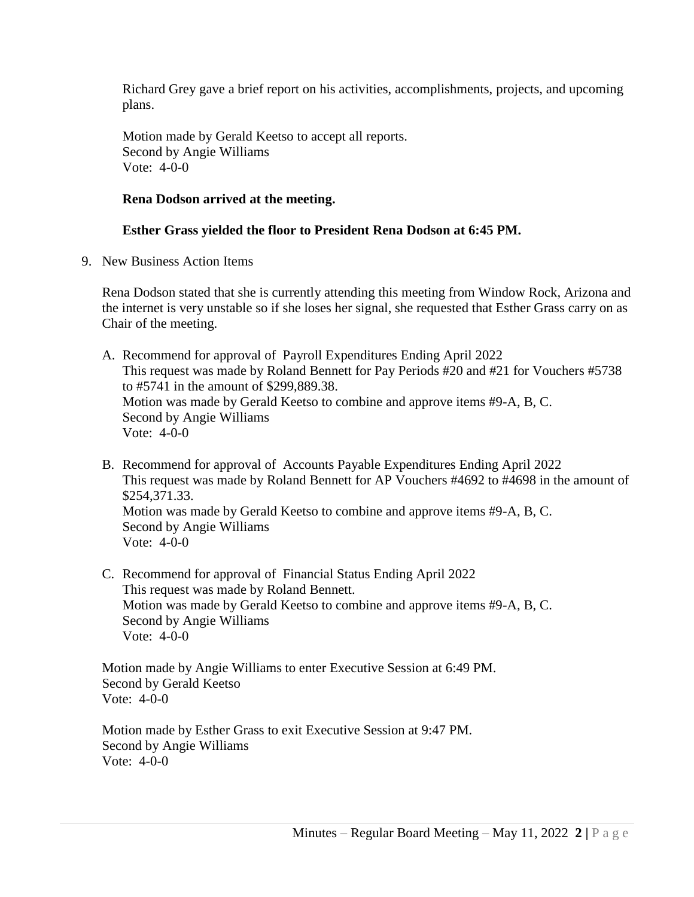Richard Grey gave a brief report on his activities, accomplishments, projects, and upcoming plans.

Motion made by Gerald Keetso to accept all reports.
Second by Angie Williams
Vote: 4-0-0

**Rena Dodson arrived at the meeting.**

**Esther Grass yielded the floor to President Rena Dodson at 6:45 PM.**

9. New Business Action Items

   Rena Dodson stated that she is currently attending this meeting from Window Rock, Arizona and the internet is very unstable so if she loses her signal, she requested that Esther Grass carry on as Chair of the meeting.

   A. Recommend for approval of Payroll Expenditures Ending April 2022
      This request was made by Roland Bennett for Pay Periods #20 and #21 for Vouchers #5738 to #5741 in the amount of $299,889.38.
      Motion was made by Gerald Keetso to combine and approve items #9-A, B, C.
      Second by Angie Williams
      Vote: 4-0-0

   B. Recommend for approval of Accounts Payable Expenditures Ending April 2022
      This request was made by Roland Bennett for AP Vouchers #4692 to #4698 in the amount of $254,371.33.
      Motion was made by Gerald Keetso to combine and approve items #9-A, B, C.
      Second by Angie Williams
      Vote: 4-0-0

   C. Recommend for approval of Financial Status Ending April 2022
      This request was made by Roland Bennett.
      Motion was made by Gerald Keetso to combine and approve items #9-A, B, C.
      Second by Angie Williams
      Vote: 4-0-0

   Motion made by Angie Williams to enter Executive Session at 6:49 PM.
   Second by Gerald Keetso
   Vote: 4-0-0

   Motion made by Esther Grass to exit Executive Session at 9:47 PM.
   Second by Angie Williams
   Vote: 4-0-0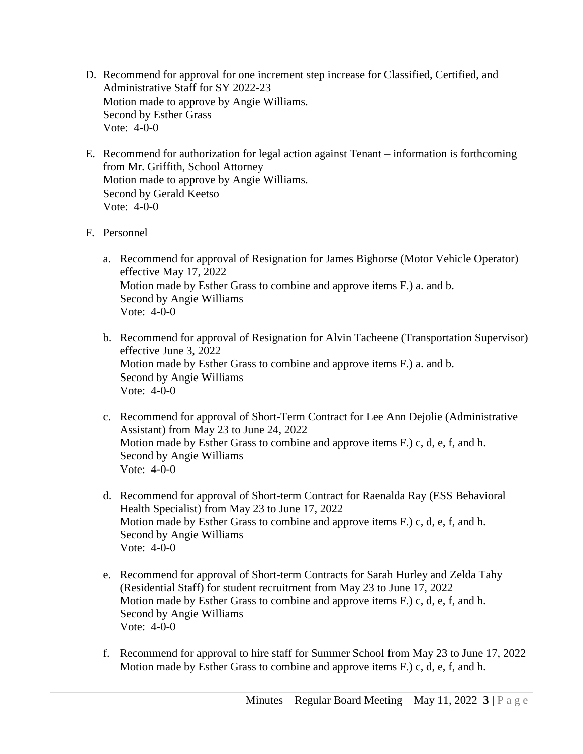D. Recommend for approval for one increment step increase for Classified, Certified, and Administrative Staff for SY 2022-23
   Motion made to approve by Angie Williams.
   Second by Esther Grass
   Vote: 4-0-0

E. Recommend for authorization for legal action against Tenant – information is forthcoming from Mr. Griffith, School Attorney
   Motion made to approve by Angie Williams.
   Second by Gerald Keetso
   Vote: 4-0-0

F. Personnel

   a. Recommend for approval of Resignation for James Bighorse (Motor Vehicle Operator) effective May 17, 2022
      Motion made by Esther Grass to combine and approve items F.) a. and b.
      Second by Angie Williams
      Vote: 4-0-0

   b. Recommend for approval of Resignation for Alvin Tacheene (Transportation Supervisor) effective June 3, 2022
      Motion made by Esther Grass to combine and approve items F.) a. and b.
      Second by Angie Williams
      Vote: 4-0-0

   c. Recommend for approval of Short-Term Contract for Lee Ann Dejolie (Administrative Assistant) from May 23 to June 24, 2022
      Motion made by Esther Grass to combine and approve items F.) c, d, e, f, and h.
      Second by Angie Williams
      Vote: 4-0-0

   d. Recommend for approval of Short-term Contract for Raenalda Ray (ESS Behavioral Health Specialist) from May 23 to June 17, 2022
      Motion made by Esther Grass to combine and approve items F.) c, d, e, f, and h.
      Second by Angie Williams
      Vote: 4-0-0

   e. Recommend for approval of Short-term Contracts for Sarah Hurley and Zelda Tahy (Residential Staff) for student recruitment from May 23 to June 17, 2022
      Motion made by Esther Grass to combine and approve items F.) c, d, e, f, and h.
      Second by Angie Williams
      Vote: 4-0-0

   f. Recommend for approval to hire staff for Summer School from May 23 to June 17, 2022
      Motion made by Esther Grass to combine and approve items F.) c, d, e, f, and h.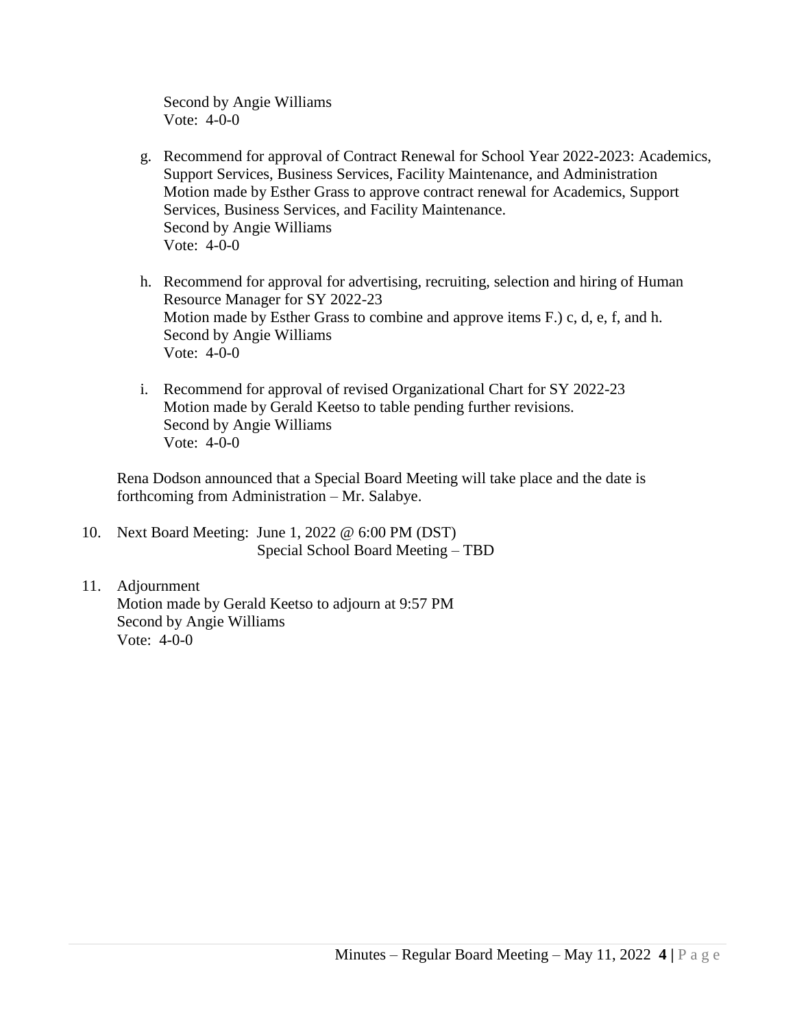Second by Angie Williams
Vote: 4-0-0

g. Recommend for approval of Contract Renewal for School Year 2022-2023: Academics, Support Services, Business Services, Facility Maintenance, and Administration
Motion made by Esther Grass to approve contract renewal for Academics, Support Services, Business Services, and Facility Maintenance.
Second by Angie Williams
Vote: 4-0-0

h. Recommend for approval for advertising, recruiting, selection and hiring of Human Resource Manager for SY 2022-23
Motion made by Esther Grass to combine and approve items F.) c, d, e, f, and h.
Second by Angie Williams
Vote: 4-0-0

i. Recommend for approval of revised Organizational Chart for SY 2022-23
Motion made by Gerald Keetso to table pending further revisions.
Second by Angie Williams
Vote: 4-0-0

Rena Dodson announced that a Special Board Meeting will take place and the date is forthcoming from Administration – Mr. Salabye.

10. Next Board Meeting: June 1, 2022 @ 6:00 PM (DST)
    Special School Board Meeting – TBD

11. Adjournment
    Motion made by Gerald Keetso to adjourn at 9:57 PM
    Second by Angie Williams
    Vote: 4-0-0